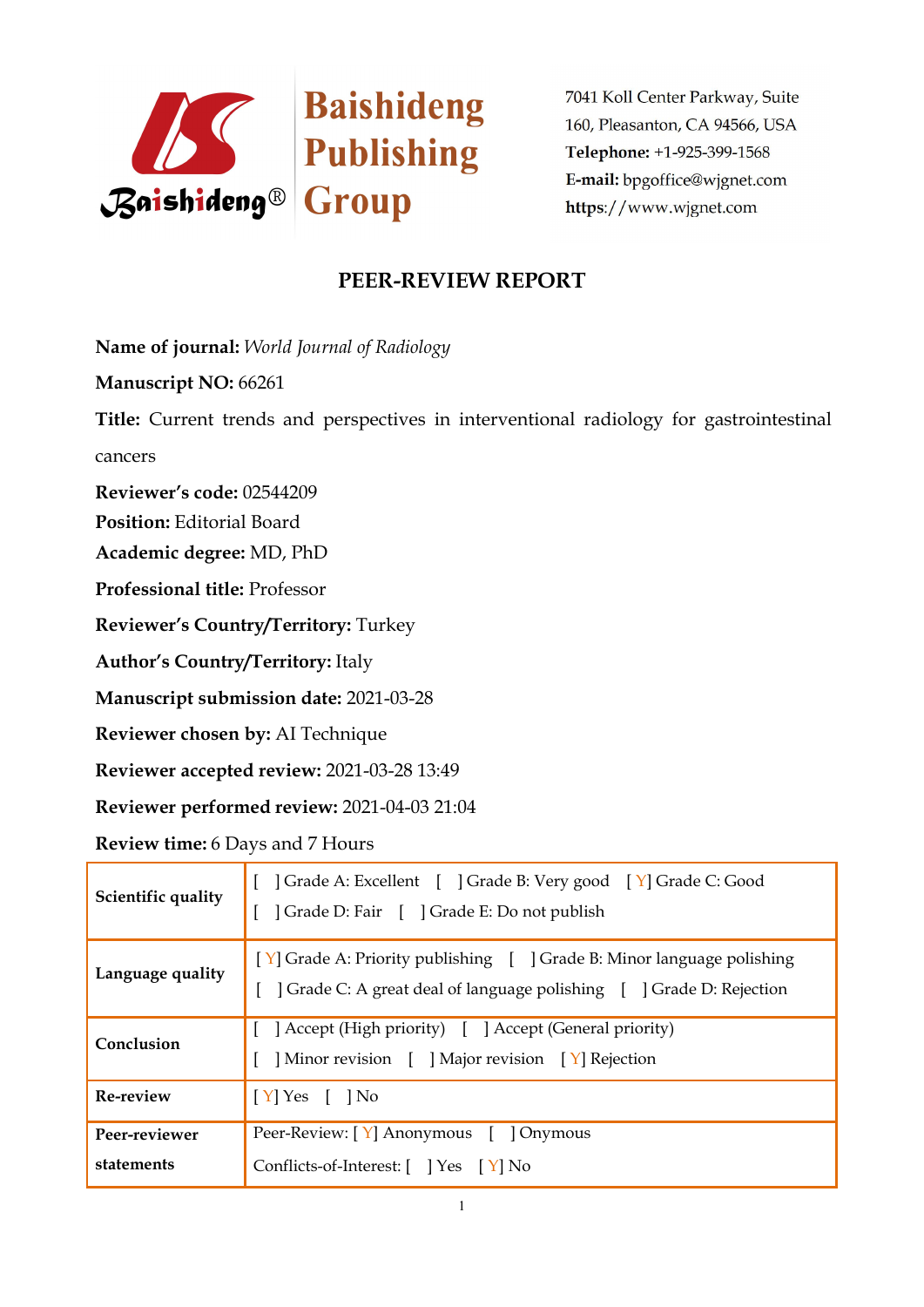Baishideng Publishing Group

7041 Koll Center Parkway, Suite 160, Pleasanton, CA 94566, USA
**Telephone:** +1-925-399-1568
**E-mail:** bpgoffice@wjgnet.com
https://www.wjgnet.com

# PEER-REVIEW REPORT

**Name of journal:** *World Journal of Radiology*

**Manuscript NO:** 66261

**Title:** Current trends and perspectives in interventional radiology for gastrointestinal cancers

**Reviewer's code:** 02544209

**Position:** Editorial Board

**Academic degree:** MD, PhD

**Professional title:** Professor

**Reviewer's Country/Territory:** Turkey

**Author's Country/Territory:** Italy

**Manuscript submission date:** 2021-03-28

**Reviewer chosen by:** AI Technique

**Reviewer accepted review:** 2021-03-28 13:49

**Reviewer performed review:** 2021-04-03 21:04

**Review time:** 6 Days and 7 Hours

| | |
|---|---|
| **Scientific quality** | [ ] Grade A: Excellent [ ] Grade B: Very good [ Y] Grade C: Good<br>[ ] Grade D: Fair [ ] Grade E: Do not publish |
| **Language quality** | [ Y] Grade A: Priority publishing [ ] Grade B: Minor language polishing<br>[ ] Grade C: A great deal of language polishing [ ] Grade D: Rejection |
| **Conclusion** | [ ] Accept (High priority) [ ] Accept (General priority)<br>[ ] Minor revision [ ] Major revision [ Y] Rejection |
| **Re-review** | [ Y] Yes [ ] No |
| **Peer-reviewer statements** | Peer-Review: [ Y] Anonymous [ ] Onymous<br>Conflicts-of-Interest: [ ] Yes [ Y] No |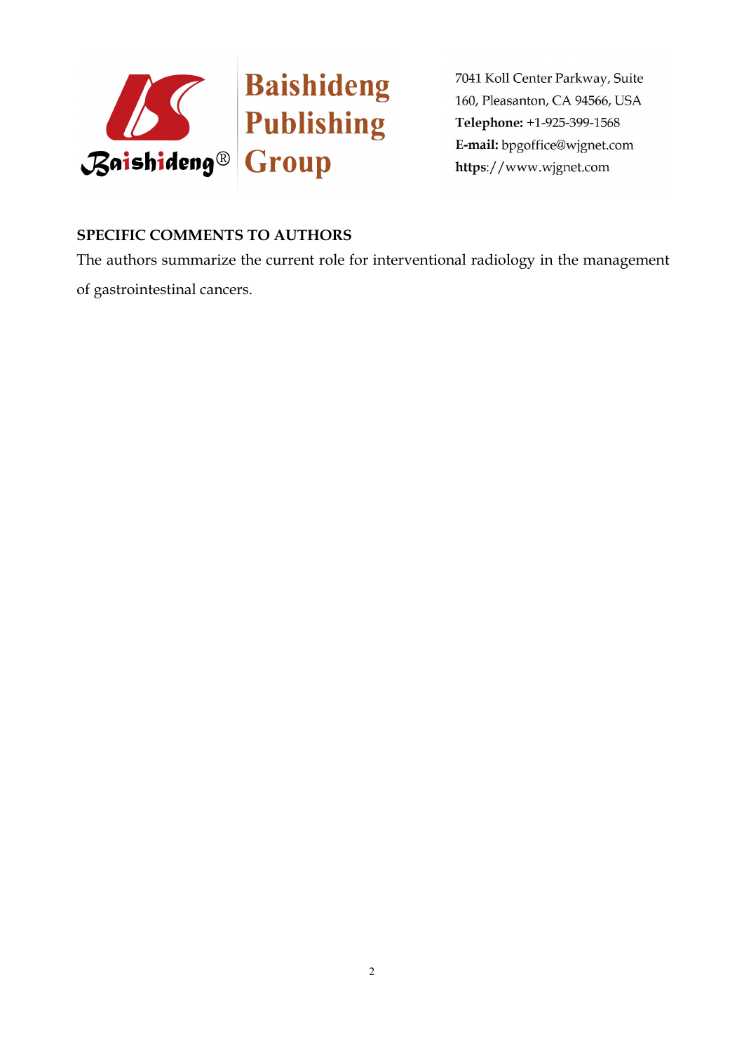## SPECIFIC COMMENTS TO AUTHORS

The authors summarize the current role for interventional radiology in the management of gastrointestinal cancers.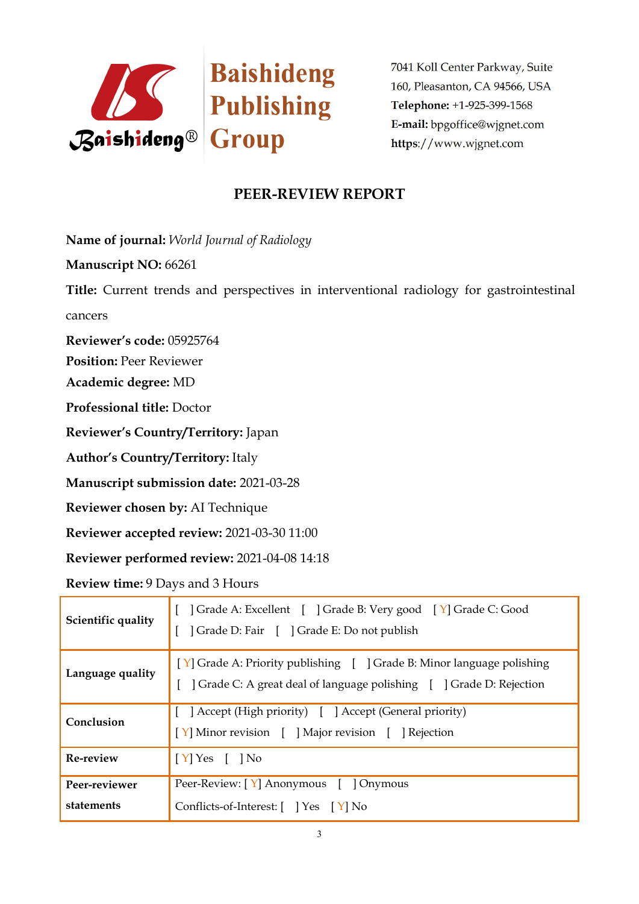**Baishideng Publishing Group**

7041 Koll Center Parkway, Suite 160, Pleasanton, CA 94566, USA
**Telephone:** +1-925-399-1568
**E-mail:** bpgoffice@wjgnet.com
**https**://www.wjgnet.com

# PEER-REVIEW REPORT

**Name of journal:** *World Journal of Radiology*

**Manuscript NO:** 66261

**Title:** Current trends and perspectives in interventional radiology for gastrointestinal cancers

**Reviewer's code:** 05925764

**Position:** Peer Reviewer

**Academic degree:** MD

**Professional title:** Doctor

**Reviewer's Country/Territory:** Japan

**Author's Country/Territory:** Italy

**Manuscript submission date:** 2021-03-28

**Reviewer chosen by:** AI Technique

**Reviewer accepted review:** 2021-03-30 11:00

**Reviewer performed review:** 2021-04-08 14:18

**Review time:** 9 Days and 3 Hours

| | |
|---|---|
| **Scientific quality** | [ ] Grade A: Excellent [ ] Grade B: Very good [ Y] Grade C: Good<br>[ ] Grade D: Fair [ ] Grade E: Do not publish |
| **Language quality** | [ Y] Grade A: Priority publishing [ ] Grade B: Minor language polishing<br>[ ] Grade C: A great deal of language polishing [ ] Grade D: Rejection |
| **Conclusion** | [ ] Accept (High priority) [ ] Accept (General priority)<br>[ Y] Minor revision [ ] Major revision [ ] Rejection |
| **Re-review** | [ Y] Yes [ ] No |
| **Peer-reviewer statements** | Peer-Review: [ Y] Anonymous [ ] Onymous<br>Conflicts-of-Interest: [ ] Yes [ Y] No |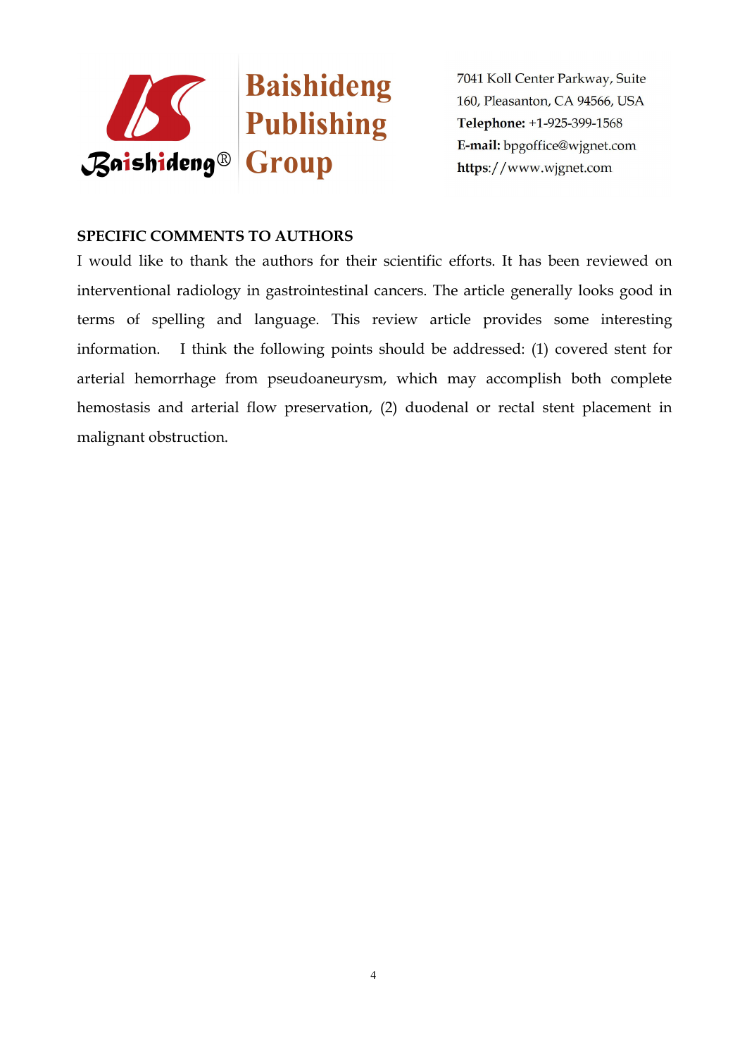**SPECIFIC COMMENTS TO AUTHORS**

I would like to thank the authors for their scientific efforts. It has been reviewed on interventional radiology in gastrointestinal cancers. The article generally looks good in terms of spelling and language. This review article provides some interesting information. I think the following points should be addressed: (1) covered stent for arterial hemorrhage from pseudoaneurysm, which may accomplish both complete hemostasis and arterial flow preservation, (2) duodenal or rectal stent placement in malignant obstruction.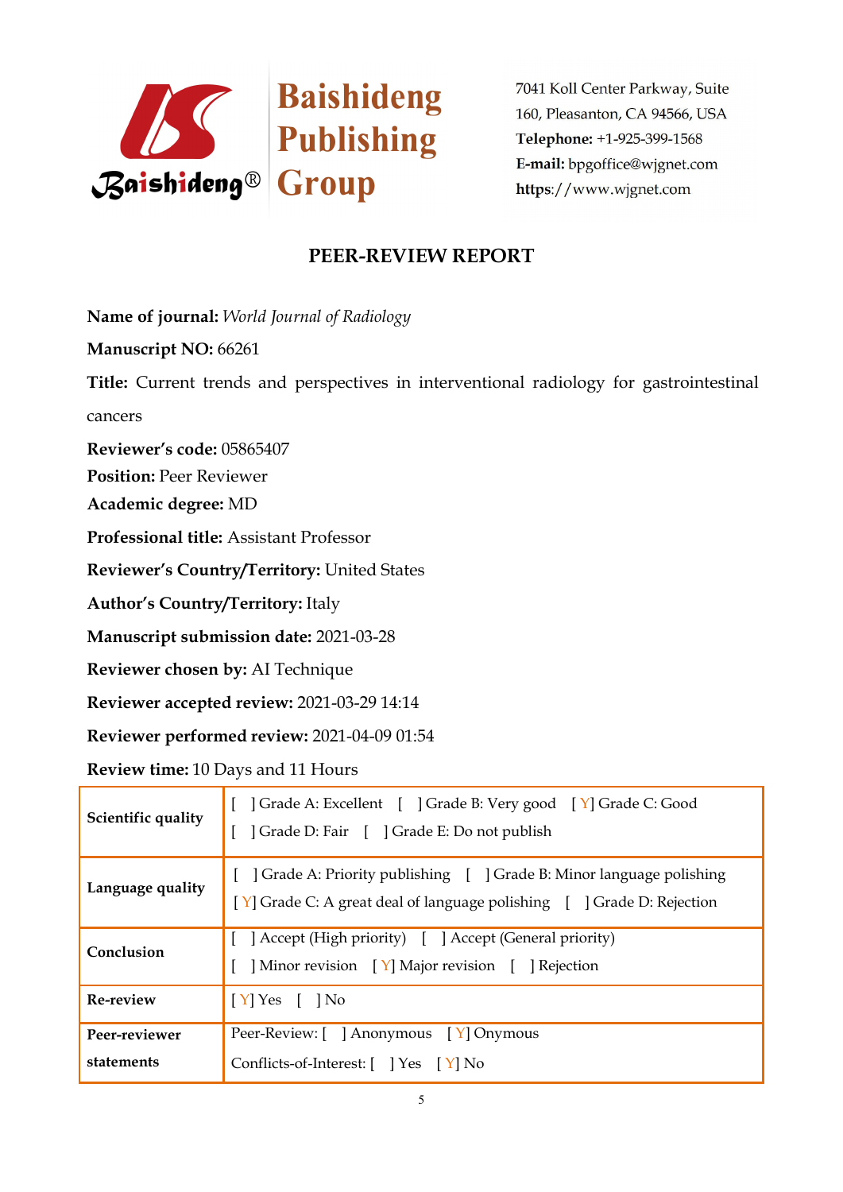Baishideng Publishing Group

7041 Koll Center Parkway, Suite 160, Pleasanton, CA 94566, USA
**Telephone:** +1-925-399-1568
**E-mail:** bpgoffice@wjgnet.com
https://www.wjgnet.com

## PEER-REVIEW REPORT

**Name of journal:** *World Journal of Radiology*

**Manuscript NO:** 66261

**Title:** Current trends and perspectives in interventional radiology for gastrointestinal cancers

**Reviewer's code:** 05865407

**Position:** Peer Reviewer

**Academic degree:** MD

**Professional title:** Assistant Professor

**Reviewer's Country/Territory:** United States

**Author's Country/Territory:** Italy

**Manuscript submission date:** 2021-03-28

**Reviewer chosen by:** AI Technique

**Reviewer accepted review:** 2021-03-29 14:14

**Reviewer performed review:** 2021-04-09 01:54

**Review time:** 10 Days and 11 Hours

| | |
|---|---|
| **Scientific quality** | [ ] Grade A: Excellent [ ] Grade B: Very good [ Y] Grade C: Good<br>[ ] Grade D: Fair [ ] Grade E: Do not publish |
| **Language quality** | [ ] Grade A: Priority publishing [ ] Grade B: Minor language polishing<br>[ Y] Grade C: A great deal of language polishing [ ] Grade D: Rejection |
| **Conclusion** | [ ] Accept (High priority) [ ] Accept (General priority)<br>[ ] Minor revision [ Y] Major revision [ ] Rejection |
| **Re-review** | [ Y] Yes [ ] No |
| **Peer-reviewer statements** | Peer-Review: [ ] Anonymous [ Y] Onymous<br>Conflicts-of-Interest: [ ] Yes [ Y] No |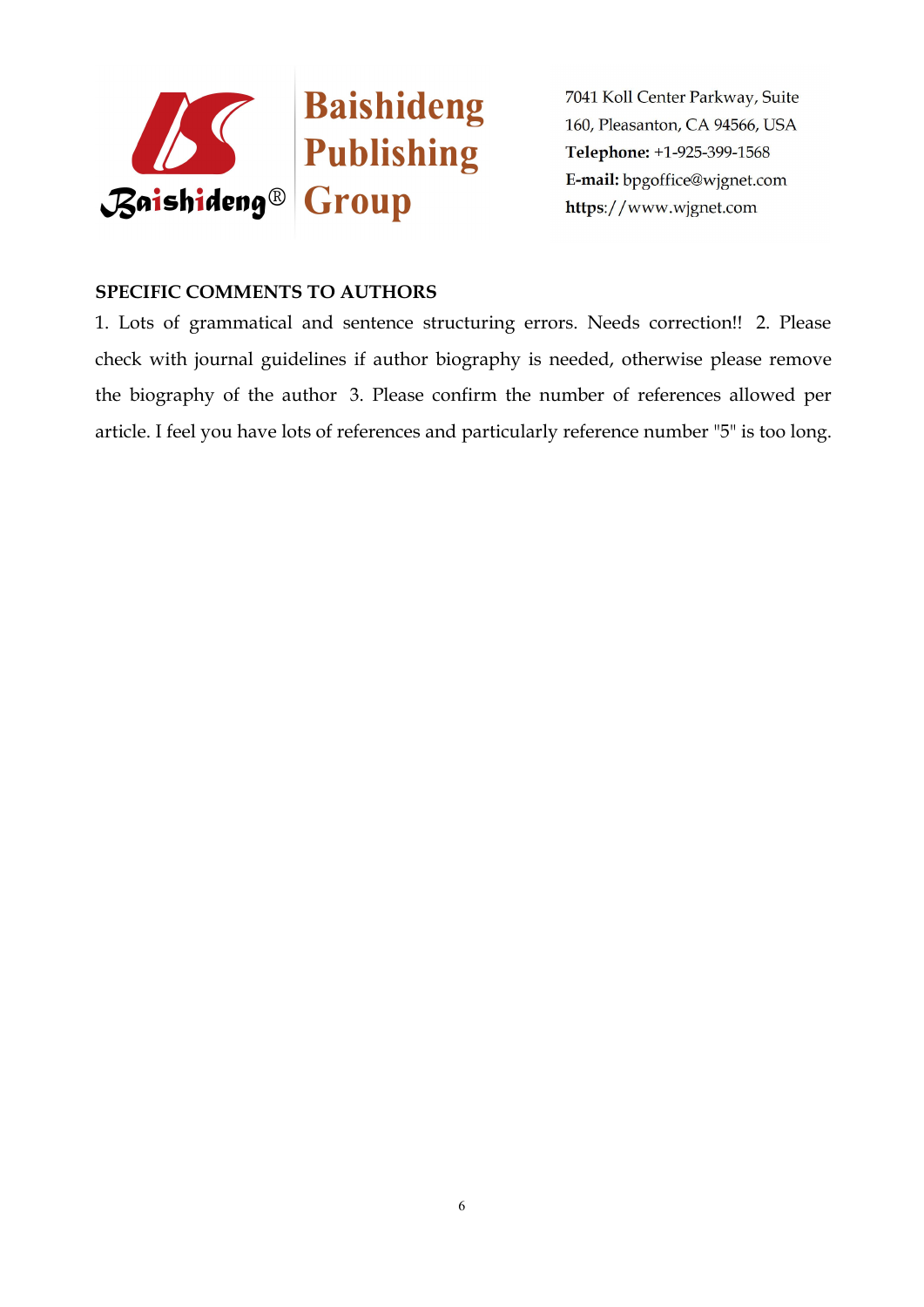**SPECIFIC COMMENTS TO AUTHORS**

1. Lots of grammatical and sentence structuring errors. Needs correction!! 2. Please check with journal guidelines if author biography is needed, otherwise please remove the biography of the author 3. Please confirm the number of references allowed per article. I feel you have lots of references and particularly reference number "5" is too long.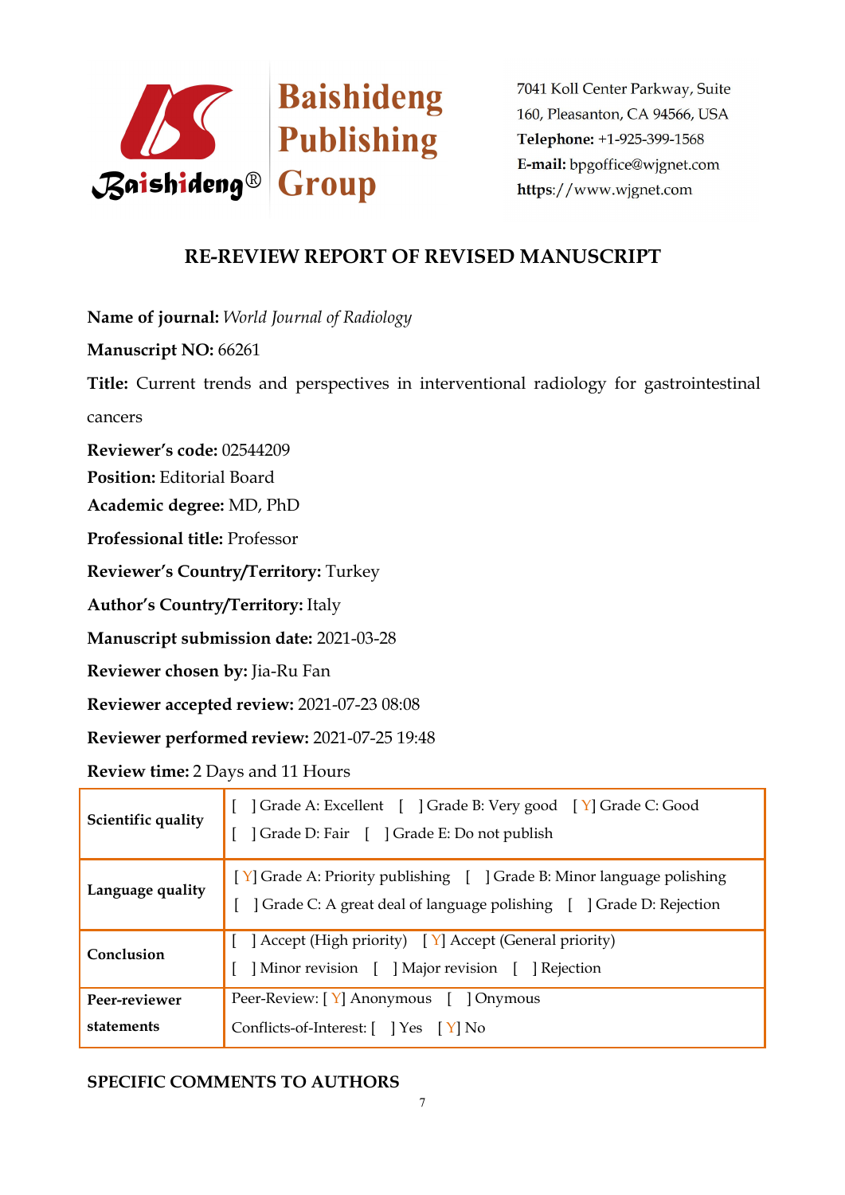Baishideng Publishing Group

7041 Koll Center Parkway, Suite 160, Pleasanton, CA 94566, USA
**Telephone:** +1-925-399-1568
**E-mail:** bpgoffice@wjgnet.com
**https**://www.wjgnet.com

## RE-REVIEW REPORT OF REVISED MANUSCRIPT

**Name of journal:** *World Journal of Radiology*

**Manuscript NO:** 66261

**Title:** Current trends and perspectives in interventional radiology for gastrointestinal cancers

**Reviewer's code:** 02544209

**Position:** Editorial Board

**Academic degree:** MD, PhD

**Professional title:** Professor

**Reviewer's Country/Territory:** Turkey

**Author's Country/Territory:** Italy

**Manuscript submission date:** 2021-03-28

**Reviewer chosen by:** Jia-Ru Fan

**Reviewer accepted review:** 2021-07-23 08:08

**Reviewer performed review:** 2021-07-25 19:48

**Review time:** 2 Days and 11 Hours

| | |
|---|---|
| **Scientific quality** | [ ] Grade A: Excellent [ ] Grade B: Very good [ Y] Grade C: Good<br>[ ] Grade D: Fair [ ] Grade E: Do not publish |
| **Language quality** | [ Y] Grade A: Priority publishing [ ] Grade B: Minor language polishing<br>[ ] Grade C: A great deal of language polishing [ ] Grade D: Rejection |
| **Conclusion** | [ ] Accept (High priority) [ Y] Accept (General priority)<br>[ ] Minor revision [ ] Major revision [ ] Rejection |
| **Peer-reviewer statements** | Peer-Review: [ Y] Anonymous [ ] Onymous<br>Conflicts-of-Interest: [ ] Yes [ Y] No |

**SPECIFIC COMMENTS TO AUTHORS**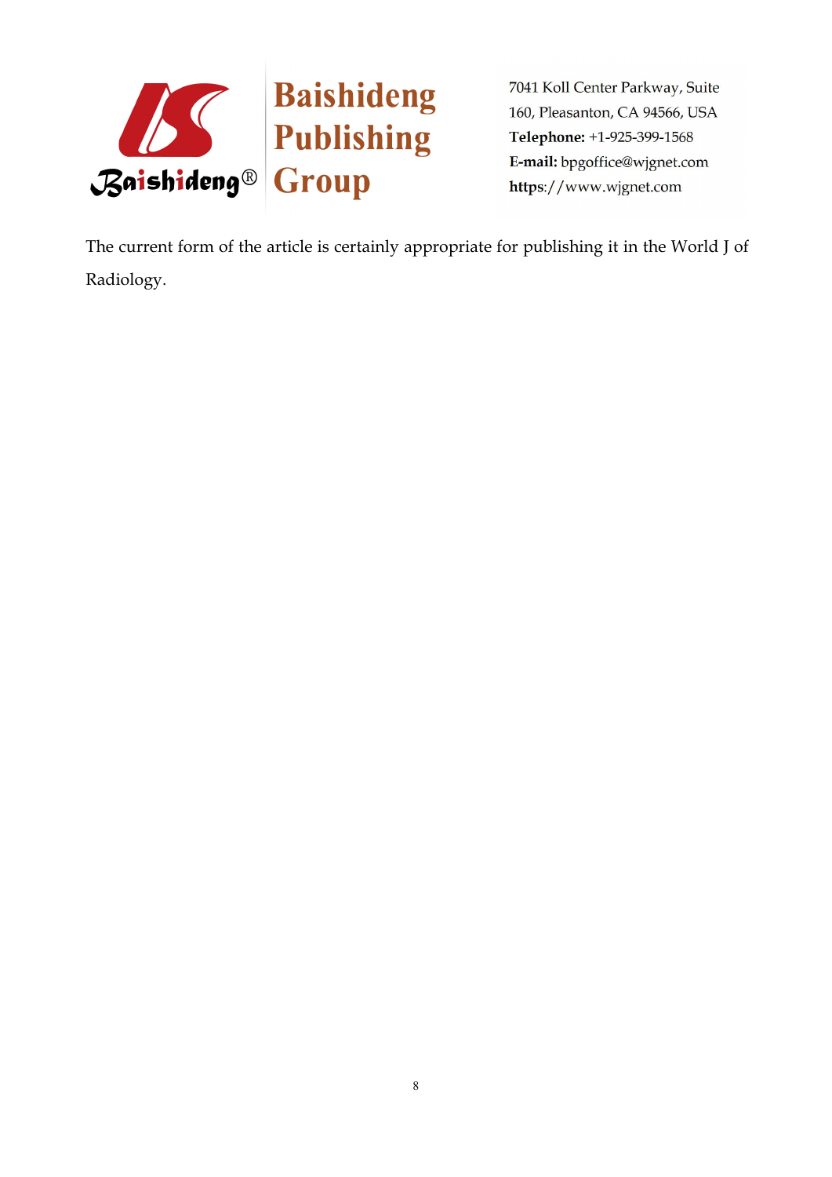The current form of the article is certainly appropriate for publishing it in the World J of Radiology.